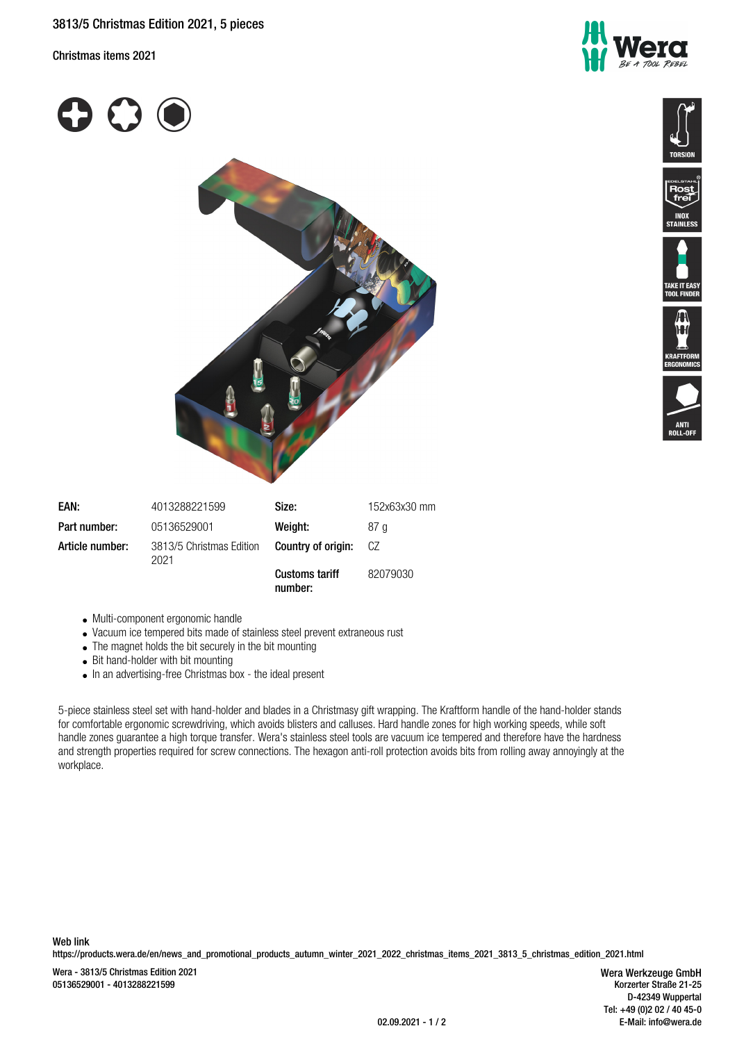# 3813/5 Christmas Edition 2021, 5 pieces

Christmas items 2021

TORSION

Rost frei INOX STAINLESS

TAKE IT EASY TOOL FINDER

KRAFTFORM ERGONOMICS

ANTI ROLL-OFF

| | | | |
|---|---|---|---|
| **EAN:** | 4013288221599 | **Size:** | 152x63x30 mm |
| **Part number:** | 05136529001 | **Weight:** | 87 g |
| **Article number:** | 3813/5 Christmas Edition 2021 | **Country of origin:** | CZ |
| | | **Customs tariff number:** | 82079030 |

- Multi-component ergonomic handle
- Vacuum ice tempered bits made of stainless steel prevent extraneous rust
- The magnet holds the bit securely in the bit mounting
- Bit hand-holder with bit mounting
- In an advertising-free Christmas box - the ideal present

5-piece stainless steel set with hand-holder and blades in a Christmasy gift wrapping. The Kraftform handle of the hand-holder stands for comfortable ergonomic screwdriving, which avoids blisters and calluses. Hard handle zones for high working speeds, while soft handle zones guarantee a high torque transfer. Wera's stainless steel tools are vacuum ice tempered and therefore have the hardness and strength properties required for screw connections. The hexagon anti-roll protection avoids bits from rolling away annoyingly at the workplace.

**Web link**
https://products.wera.de/en/news_and_promotional_products_autumn_winter_2021_2022_christmas_items_2021_3813_5_christmas_edition_2021.html

Wera - 3813/5 Christmas Edition 2021
05136529001 - 4013288221599

Wera Werkzeuge GmbH
Korzerter Straße 21-25
D-42349 Wuppertal
Tel: +49 (0)2 02 / 40 45-0
E-Mail: info@wera.de

02.09.2021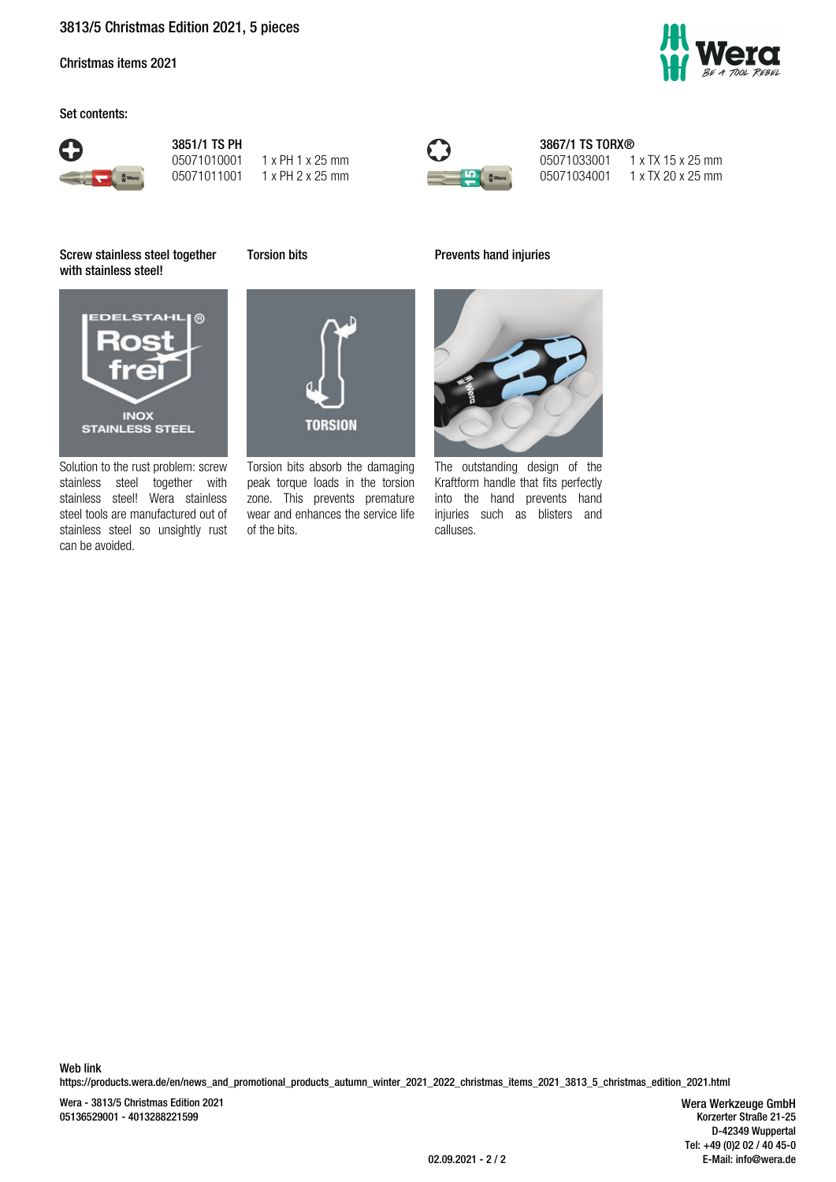# 3813/5 Christmas Edition 2021, 5 pieces

Christmas items 2021

## Set contents:

**3851/1 TS PH**

| | |
|---|---|
| 05071010001 | 1 x PH 1 x 25 mm |
| 05071011001 | 1 x PH 2 x 25 mm |

**3867/1 TS TORX®**

| | |
|---|---|
| 05071033001 | 1 x TX 15 x 25 mm |
| 05071034001 | 1 x TX 20 x 25 mm |

### Screw stainless steel together with stainless steel!

Solution to the rust problem: screw stainless steel together with stainless steel! Wera stainless steel tools are manufactured out of stainless steel so unsightly rust can be avoided.

### Torsion bits

Torsion bits absorb the damaging peak torque loads in the torsion zone. This prevents premature wear and enhances the service life of the bits.

### Prevents hand injuries

The outstanding design of the Kraftform handle that fits perfectly into the hand prevents hand injuries such as blisters and calluses.

**Web link**
https://products.wera.de/en/news_and_promotional_products_autumn_winter_2021_2022_christmas_items_2021_3813_5_christmas_edition_2021.html

Wera - 3813/5 Christmas Edition 2021
05136529001 - 4013288221599

Wera Werkzeuge GmbH
Korzerter Straße 21-25
D-42349 Wuppertal
Tel: +49 (0)2 02 / 40 45-0
E-Mail: info@wera.de

02.09.2021